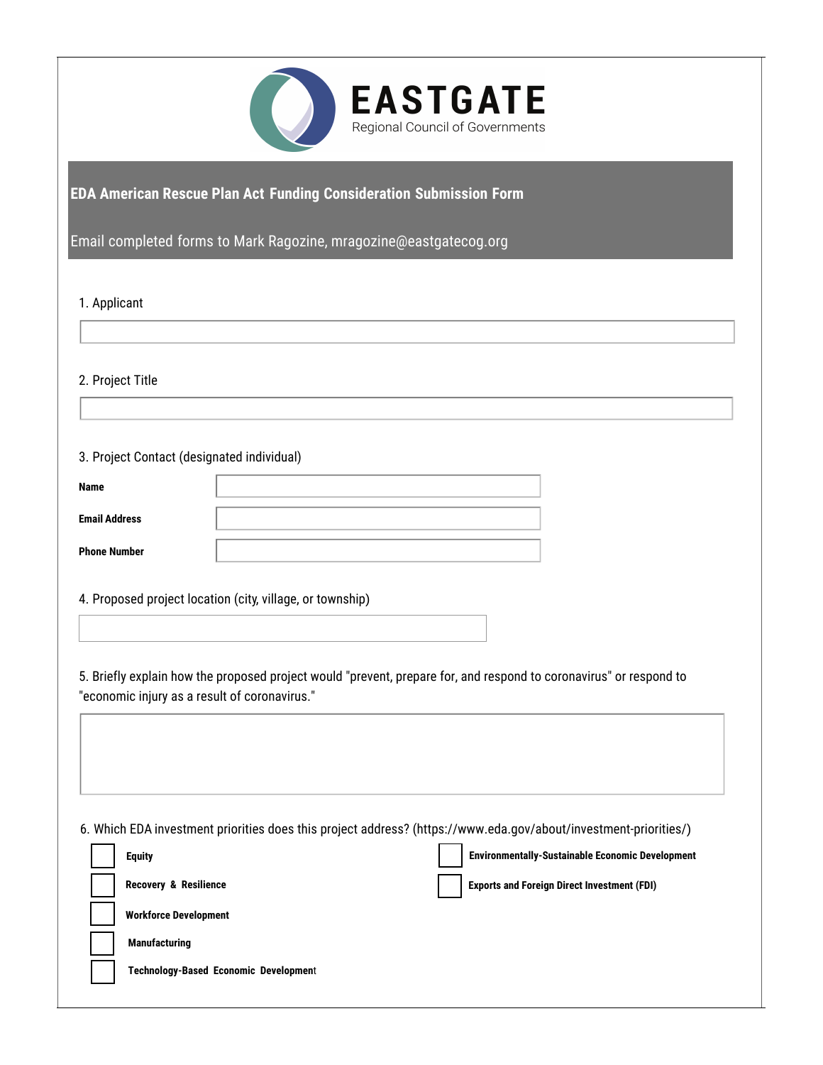# EASTGATE

Regional Council of Governments

## EDA American Rescue Plan Act Funding Consideration Submission Form

Email completed forms to Mark Ragozine, mragozine@eastgatecog.org

1. Applicant

2. Project Title

3. Project Contact (designated individual)

**Name**

**Email Address**

**Phone Number**

4. Proposed project location (city, village, or township)

5. Briefly explain how the proposed project would "prevent, prepare for, and respond to coronavirus" or respond to "economic injury as a result of coronavirus."

6. Which EDA investment priorities does this project address? (https://www.eda.gov/about/investment-priorities/)

- [ ] **Equity**
- [ ] **Recovery & Resilience**
- [ ] **Workforce Development**
- [ ] **Manufacturing**
- [ ] **Technology-Based Economic Development**
- [ ] **Environmentally-Sustainable Economic Development**
- [ ] **Exports and Foreign Direct Investment (FDI)**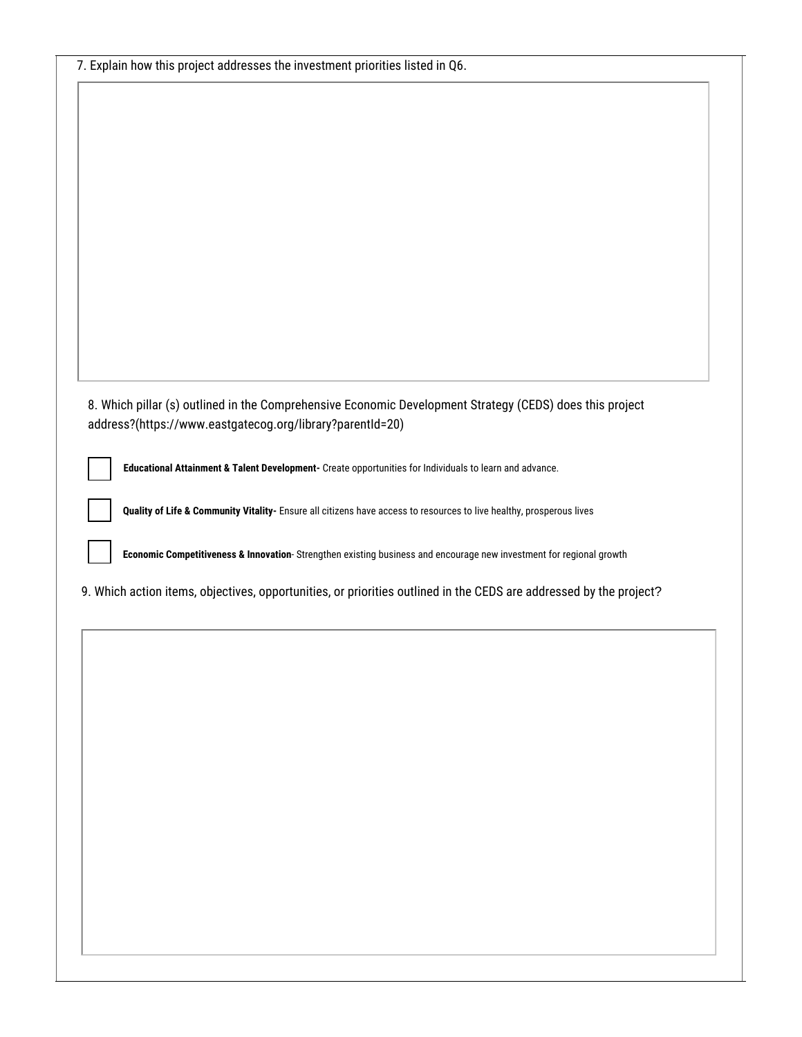7. Explain how this project addresses the investment priorities listed in Q6.

8. Which pillar (s) outlined in the Comprehensive Economic Development Strategy (CEDS) does this project address?(https://www.eastgatecog.org/library?parentId=20)

- [ ] **Educational Attainment & Talent Development-** Create opportunities for Individuals to learn and advance.
- [ ] **Quality of Life & Community Vitality-** Ensure all citizens have access to resources to live healthy, prosperous lives
- [ ] **Economic Competitiveness & Innovation**- Strengthen existing business and encourage new investment for regional growth

9. Which action items, objectives, opportunities, or priorities outlined in the CEDS are addressed by the project?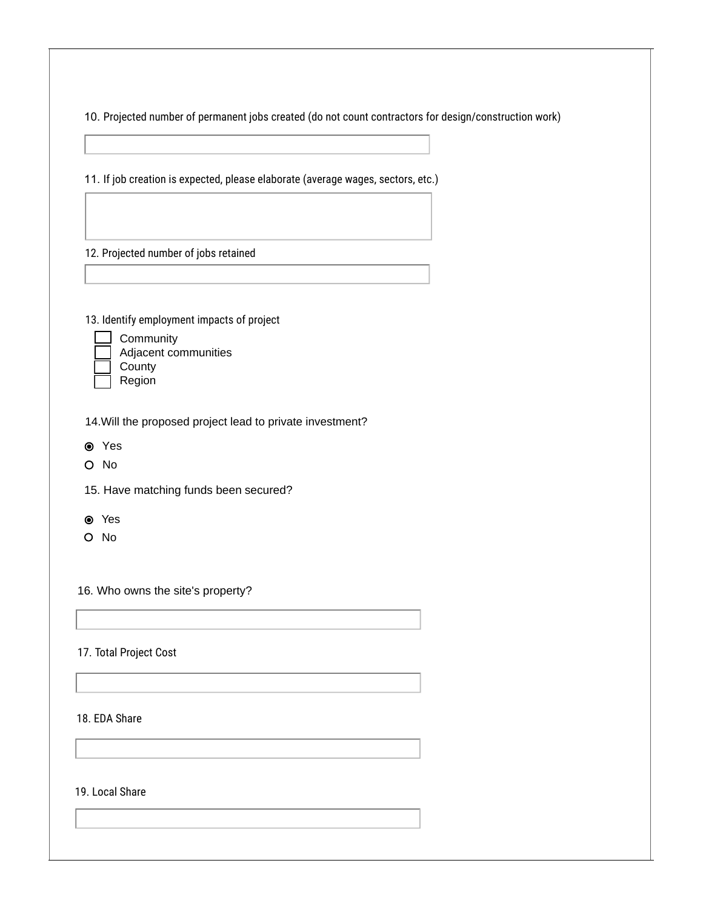10. Projected number of permanent jobs created (do not count contractors for design/construction work)

\_\_\_\_\_\_\_\_\_\_\_\_\_\_\_\_\_\_\_\_

11. If job creation is expected, please elaborate (average wages, sectors, etc.)

\_\_\_\_\_\_\_\_\_\_\_\_\_\_\_\_\_\_\_\_

12. Projected number of jobs retained

\_\_\_\_\_\_\_\_\_\_\_\_\_\_\_\_\_\_\_\_

13. Identify employment impacts of project

- [ ] Community
- [ ] Adjacent communities
- [ ] County
- [ ] Region

14. Will the proposed project lead to private investment?

- (●) Yes
- ( ) No

15. Have matching funds been secured?

- (●) Yes
- ( ) No

16. Who owns the site's property?

\_\_\_\_\_\_\_\_\_\_\_\_\_\_\_\_\_\_\_\_

17. Total Project Cost

\_\_\_\_\_\_\_\_\_\_\_\_\_\_\_\_\_\_\_\_

18. EDA Share

\_\_\_\_\_\_\_\_\_\_\_\_\_\_\_\_\_\_\_\_

19. Local Share

\_\_\_\_\_\_\_\_\_\_\_\_\_\_\_\_\_\_\_\_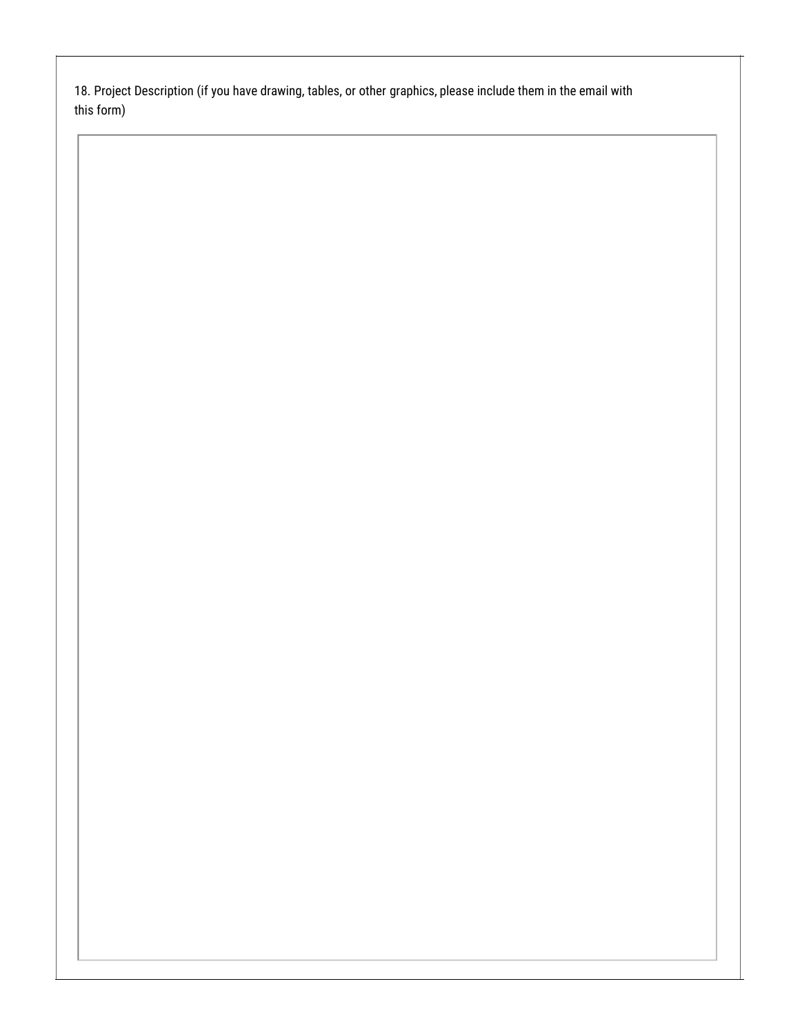18. Project Description (if you have drawing, tables, or other graphics, please include them in the email with this form)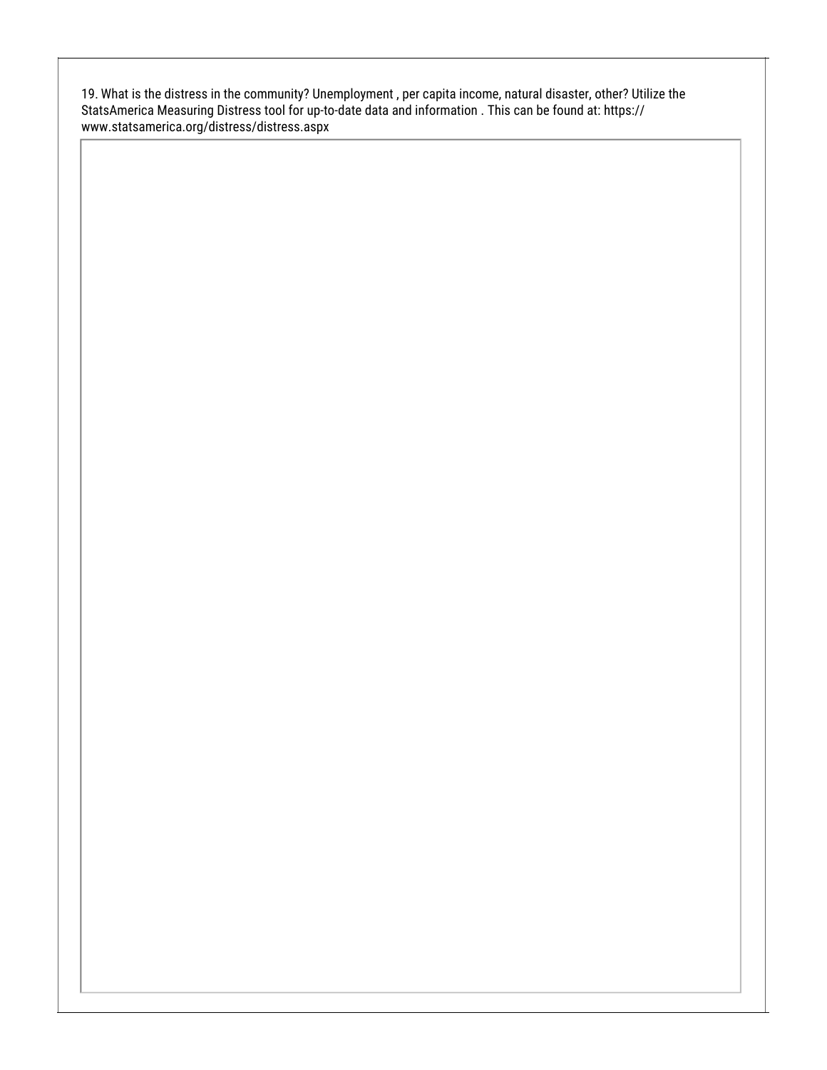19. What is the distress in the community? Unemployment , per capita income, natural disaster, other? Utilize the StatsAmerica Measuring Distress tool for up-to-date data and information . This can be found at: https://www.statsamerica.org/distress/distress.aspx